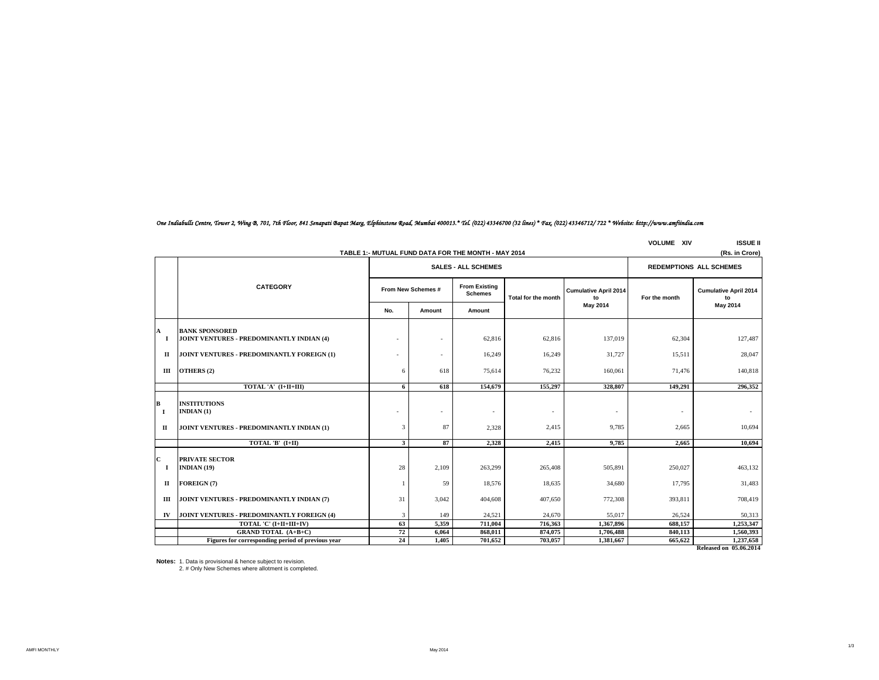*One Indiabulls Centre, Tower 2, Wing B, 701, 7th Floor, 841 Senapati Bapat Marg, Elphinstone Road, Mumbai 400013.* Tel. (022) 43346700 (32 lines) * Fax. (022) 43346712/ 722 * Website: http://www.amfiindia.com*

VOLUME XIV ISSUE II

## TABLE 1:- MUTUAL FUND DATA FOR THE MONTH - MAY 2014

(Rs. in Crore)

| | CATEGORY | SALES - ALL SCHEMES | | | | | REDEMPTIONS ALL SCHEMES | |
|---|---|---|---|---|---|---|---|---|
| | | From New Schemes # | | From Existing Schemes | Total for the month | Cumulative April 2014 to May 2014 | For the month | Cumulative April 2014 to May 2014 |
| | | No. | Amount | Amount | | | | |
| **A** | **BANK SPONSORED** | | | | | | | |
| **I** | **JOINT VENTURES - PREDOMINANTLY INDIAN (4)** | - | - | 62,816 | 62,816 | 137,019 | 62,304 | 127,487 |
| **II** | **JOINT VENTURES - PREDOMINANTLY FOREIGN (1)** | - | - | 16,249 | 16,249 | 31,727 | 15,511 | 28,047 |
| **III** | **OTHERS (2)** | 6 | 618 | 75,614 | 76,232 | 160,061 | 71,476 | 140,818 |
| | **TOTAL 'A' (I+II+III)** | **6** | **618** | **154,679** | **155,297** | **328,807** | **149,291** | **296,352** |
| **B** | **INSTITUTIONS** | | | | | | | |
| **I** | **INDIAN (1)** | - | - | - | - | - | - | - |
| **II** | **JOINT VENTURES - PREDOMINANTLY INDIAN (1)** | 3 | 87 | 2,328 | 2,415 | 9,785 | 2,665 | 10,694 |
| | **TOTAL 'B' (I+II)** | **3** | **87** | **2,328** | **2,415** | **9,785** | **2,665** | **10,694** |
| **C** | **PRIVATE SECTOR** | | | | | | | |
| **I** | **INDIAN (19)** | 28 | 2,109 | 263,299 | 265,408 | 505,891 | 250,027 | 463,132 |
| **II** | **FOREIGN (7)** | 1 | 59 | 18,576 | 18,635 | 34,680 | 17,795 | 31,483 |
| **III** | **JOINT VENTURES - PREDOMINANTLY INDIAN (7)** | 31 | 3,042 | 404,608 | 407,650 | 772,308 | 393,811 | 708,419 |
| **IV** | **JOINT VENTURES - PREDOMINANTLY FOREIGN (4)** | 3 | 149 | 24,521 | 24,670 | 55,017 | 26,524 | 50,313 |
| | **TOTAL 'C' (I+II+III+IV)** | **63** | **5,359** | **711,004** | **716,363** | **1,367,896** | **688,157** | **1,253,347** |
| | **GRAND TOTAL (A+B+C)** | **72** | **6,064** | **868,011** | **874,075** | **1,706,488** | **840,113** | **1,560,393** |
| | **Figures for corresponding period of previous year** | **24** | **1,405** | **701,652** | **703,057** | **1,381,667** | **665,622** | **1,237,658** |

**Released on 05.06.2014**

**Notes:** 1. Data is provisional & hence subject to revision.
2. # Only New Schemes where allotment is completed.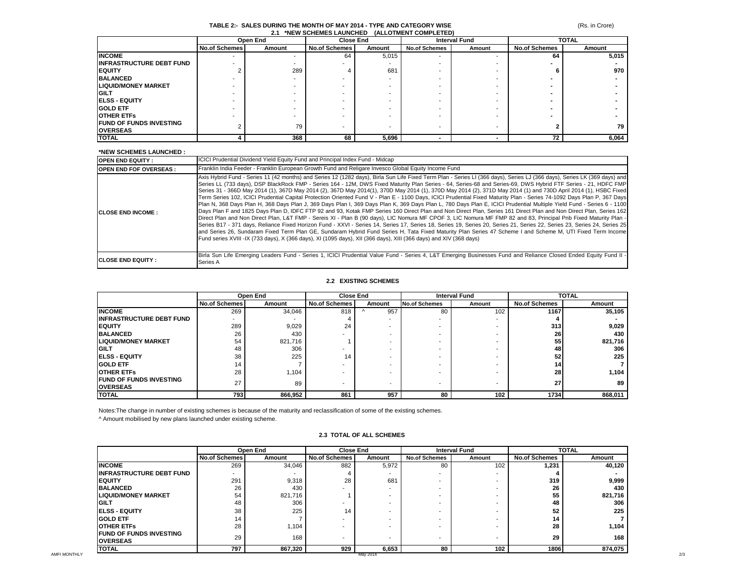## TABLE 2:- SALES DURING THE MONTH OF MAY 2014 - TYPE AND CATEGORY WISE

(Rs. in Crore)

### 2.1 *NEW SCHEMES LAUNCHED (ALLOTMENT COMPLETED)

| | Open End | | Close End | | Interval Fund | | TOTAL | |
|---|---|---|---|---|---|---|---|---|
| | No.of Schemes | Amount | No.of Schemes | Amount | No.of Schemes | Amount | No.of Schemes | Amount |
| **INCOME** | - | - | 64 | 5,015 | - | - | **64** | **5,015** |
| **INFRASTRUCTURE DEBT FUND** | - | - | - | - | - | - | **-** | **-** |
| **EQUITY** | 2 | 289 | 4 | 681 | - | - | **6** | **970** |
| **BALANCED** | - | - | - | - | - | - | **-** | **-** |
| **LIQUID/MONEY MARKET** | - | - | - | - | - | - | **-** | **-** |
| **GILT** | - | - | - | - | - | - | **-** | **-** |
| **ELSS - EQUITY** | - | - | - | - | - | - | **-** | **-** |
| **GOLD ETF** | - | - | - | - | - | - | **-** | **-** |
| **OTHER ETFs** | - | - | - | - | - | - | **-** | **-** |
| **FUND OF FUNDS INVESTING OVERSEAS** | 2 | 79 | - | - | - | - | **2** | **79** |
| **TOTAL** | **4** | **368** | **68** | **5,696** | **-** | **-** | **72** | **6,064** |

**\*NEW SCHEMES LAUNCHED :**

| | |
|---|---|
| **OPEN END EQUITY :** | ICICI Prudential Dividend Yield Equity Fund and Principal Index Fund - Midcap |
| **OPEN END FOF OVERSEAS :** | Franklin India Feeder - Franklin European Growth Fund and Religare Invesco Global Equity Income Fund |
| **CLOSE END INCOME :** | Axis Hybrid Fund - Series 11 (42 months) and Series 12 (1282 days), Birla Sun Life Fixed Term Plan - Series LI (366 days), Series LJ (366 days), Series LK (369 days) and Series LL (733 days), DSP BlackRock FMP - Series 164 - 12M, DWS Fixed Maturity Plan Series - 64, Series-68 and Series-69, DWS Hybrid FTF Series - 21, HDFC FMP Series 31 - 366D May 2014 (1), 367D May 2014 (2), 367D May 2014(1), 370D May 2014 (1), 370D May 2014 (2), 371D May 2014 (1) and 730D April 2014 (1), HSBC Fixed Term Series 102, ICICI Prudential Capital Protection Oriented Fund V - Plan E - 1100 Days, ICICI Prudential Fixed Maturity Plan - Series 74-1092 Days Plan P, 367 Days Plan N, 368 Days Plan H, 368 Days Plan J, 369 Days Plan I, 369 Days Plan K, 369 Days Plan L, 780 Days Plan E, ICICI Prudential Multiple Yield Fund - Series 6 - 1100 Days Plan F and 1825 Days Plan D, IDFC FTP 92 and 93, Kotak FMP Series 160 Direct Plan and Non Direct Plan, Series 161 Direct Plan and Non Direct Plan, Series 162 Direct Plan and Non Direct Plan, L&T FMP - Sereis XI - Plan B (90 days), LIC Nomura MF CPOF 3, LIC Nomura MF FMP 82 and 83, Principal Pnb Fixed Maturity Plan - Series B17 - 371 days, Reliance Fixed Horizon Fund - XXVI - Series 14, Series 17, Series 18, Series 19, Series 20, Series 21, Series 22, Series 23, Series 24, Series 25 and Series 26, Sundaram Fixed Term Plan GE, Sundaram Hybrid Fund Series H, Tata Fixed Maturity Plan Series 47 Scheme I and Scheme M, UTI Fixed Term Income Fund series XVIII -IX (733 days), X (366 days), XI (1095 days), XII (366 days), XIII (366 days) and XIV (368 days) |
| **CLOSE END EQUITY :** | Birla Sun Life Emerging Leaders Fund - Series 1, ICICI Prudential Value Fund - Series 4, L&T Emerging Businesses Fund and Reliance Closed Ended Equity Fund II - Series A |

### 2.2 EXISTING SCHEMES

| | Open End | | Close End | | Interval Fund | | TOTAL | |
|---|---|---|---|---|---|---|---|---|
| | No.of Schemes | Amount | No.of Schemes | Amount | No.of Schemes | Amount | No.of Schemes | Amount |
| **INCOME** | 269 | 34,046 | 818 | ^ 957 | 80 | 102 | **1167** | **35,105** |
| **INFRASTRUCTURE DEBT FUND** | - | - | 4 | - | - | - | **4** | **-** |
| **EQUITY** | 289 | 9,029 | 24 | - | - | - | **313** | **9,029** |
| **BALANCED** | 26 | 430 | - | - | - | - | **26** | **430** |
| **LIQUID/MONEY MARKET** | 54 | 821,716 | 1 | - | - | - | **55** | **821,716** |
| **GILT** | 48 | 306 | - | - | - | - | **48** | **306** |
| **ELSS - EQUITY** | 38 | 225 | 14 | - | - | - | **52** | **225** |
| **GOLD ETF** | 14 | 7 | - | - | - | - | **14** | **7** |
| **OTHER ETFs** | 28 | 1,104 | - | - | - | - | **28** | **1,104** |
| **FUND OF FUNDS INVESTING OVERSEAS** | 27 | 89 | - | - | - | - | **27** | **89** |
| **TOTAL** | **793** | **866,952** | **861** | **957** | **80** | **102** | **1734** | **868,011** |

Notes:The change in number of existing schemes is because of the maturity and reclassification of some of the existing schemes.

^ Amount mobilised by new plans launched under existing scheme.

### 2.3 TOTAL OF ALL SCHEMES

| | Open End | | Close End | | Interval Fund | | TOTAL | |
|---|---|---|---|---|---|---|---|---|
| | No.of Schemes | Amount | No.of Schemes | Amount | No.of Schemes | Amount | No.of Schemes | Amount |
| **INCOME** | 269 | 34,046 | 882 | 5,972 | 80 | 102 | **1,231** | **40,120** |
| **INFRASTRUCTURE DEBT FUND** | - | - | 4 | - | - | - | **4** | **-** |
| **EQUITY** | 291 | 9,318 | 28 | 681 | - | - | **319** | **9,999** |
| **BALANCED** | 26 | 430 | - | - | - | - | **26** | **430** |
| **LIQUID/MONEY MARKET** | 54 | 821,716 | 1 | - | - | - | **55** | **821,716** |
| **GILT** | 48 | 306 | - | - | - | - | **48** | **306** |
| **ELSS - EQUITY** | 38 | 225 | 14 | - | - | - | **52** | **225** |
| **GOLD ETF** | 14 | 7 | - | - | - | - | **14** | **7** |
| **OTHER ETFs** | 28 | 1,104 | - | - | - | - | **28** | **1,104** |
| **FUND OF FUNDS INVESTING OVERSEAS** | 29 | 168 | - | - | - | - | **29** | **168** |
| **TOTAL** | **797** | **867,320** | **929** | **6,653** | **80** | **102** | **1806** | **874,075** |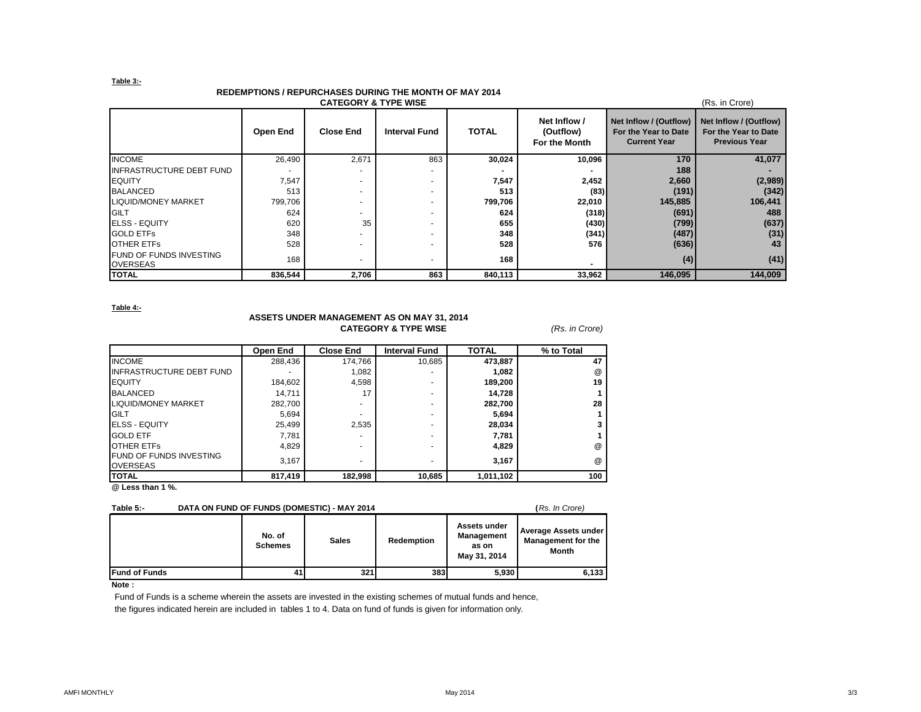**Table 3:-**

## REDEMPTIONS / REPURCHASES DURING THE MONTH OF MAY 2014
### CATEGORY & TYPE WISE

(Rs. in Crore)

| | Open End | Close End | Interval Fund | TOTAL | Net Inflow / (Outflow) For the Month | Net Inflow / (Outflow) For the Year to Date Current Year | Net Inflow / (Outflow) For the Year to Date Previous Year |
|---|---|---|---|---|---|---|---|
| INCOME | 26,490 | 2,671 | 863 | **30,024** | **10,096** | **170** | **41,077** |
| INFRASTRUCTURE DEBT FUND | - | - | - | **-** | **-** | **188** | **-** |
| EQUITY | 7,547 | - | - | **7,547** | **2,452** | **2,660** | **(2,989)** |
| BALANCED | 513 | - | - | **513** | **(83)** | **(191)** | **(342)** |
| LIQUID/MONEY MARKET | 799,706 | - | - | **799,706** | **22,010** | **145,885** | **106,441** |
| GILT | 624 | - | - | **624** | **(318)** | **(691)** | **488** |
| ELSS - EQUITY | 620 | 35 | - | **655** | **(430)** | **(799)** | **(637)** |
| GOLD ETFs | 348 | - | - | **348** | **(341)** | **(487)** | **(31)** |
| OTHER ETFs | 528 | - | - | **528** | **576** | **(636)** | **43** |
| FUND OF FUNDS INVESTING OVERSEAS | 168 | - | - | **168** | **-** | **(4)** | **(41)** |
| **TOTAL** | **836,544** | **2,706** | **863** | **840,113** | **33,962** | **146,095** | **144,009** |

**Table 4:-**

## ASSETS UNDER MANAGEMENT AS ON MAY 31, 2014
### CATEGORY & TYPE WISE

*(Rs. in Crore)*

| | Open End | Close End | Interval Fund | TOTAL | % to Total |
|---|---|---|---|---|---|
| INCOME | 288,436 | 174,766 | 10,685 | **473,887** | **47** |
| INFRASTRUCTURE DEBT FUND | - | 1,082 | - | **1,082** | @ |
| EQUITY | 184,602 | 4,598 | - | **189,200** | **19** |
| BALANCED | 14,711 | 17 | - | **14,728** | **1** |
| LIQUID/MONEY MARKET | 282,700 | - | - | **282,700** | **28** |
| GILT | 5,694 | - | - | **5,694** | **1** |
| ELSS - EQUITY | 25,499 | 2,535 | - | **28,034** | **3** |
| GOLD ETF | 7,781 | - | - | **7,781** | **1** |
| OTHER ETFs | 4,829 | - | - | **4,829** | @ |
| FUND OF FUNDS INVESTING OVERSEAS | 3,167 | - | - | **3,167** | @ |
| **TOTAL** | **817,419** | **182,998** | **10,685** | **1,011,102** | **100** |

**@ Less than 1 %.**

**Table 5:- DATA ON FUND OF FUNDS (DOMESTIC) - MAY 2014** (*Rs. In Crore)*

| | No. of Schemes | Sales | Redemption | Assets under Management as on May 31, 2014 | Average Assets under Management for the Month |
|---|---|---|---|---|---|
| **Fund of Funds** | **41** | **321** | **383** | **5,930** | **6,133** |

**Note :**

Fund of Funds is a scheme wherein the assets are invested in the existing schemes of mutual funds and hence, the figures indicated herein are included in tables 1 to 4. Data on fund of funds is given for information only.